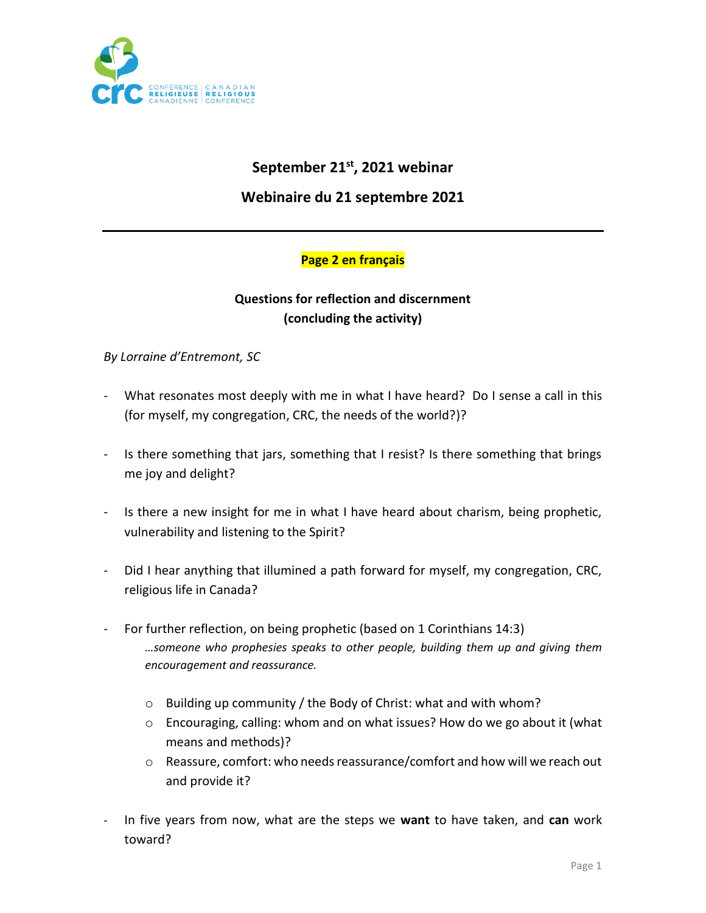# September 21st, 2021 webinar

# Webinaire du 21 septembre 2021

---

**Page 2 en français**

**Questions for reflection and discernment**
**(concluding the activity)**

*By Lorraine d'Entremont, SC*

- What resonates most deeply with me in what I have heard? Do I sense a call in this (for myself, my congregation, CRC, the needs of the world?)?

- Is there something that jars, something that I resist? Is there something that brings me joy and delight?

- Is there a new insight for me in what I have heard about charism, being prophetic, vulnerability and listening to the Spirit?

- Did I hear anything that illumined a path forward for myself, my congregation, CRC, religious life in Canada?

- For further reflection, on being prophetic (based on 1 Corinthians 14:3)

  *…someone who prophesies speaks to other people, building them up and giving them encouragement and reassurance.*

  - Building up community / the Body of Christ: what and with whom?
  - Encouraging, calling: whom and on what issues? How do we go about it (what means and methods)?
  - Reassure, comfort: who needs reassurance/comfort and how will we reach out and provide it?

- In five years from now, what are the steps we **want** to have taken, and **can** work toward?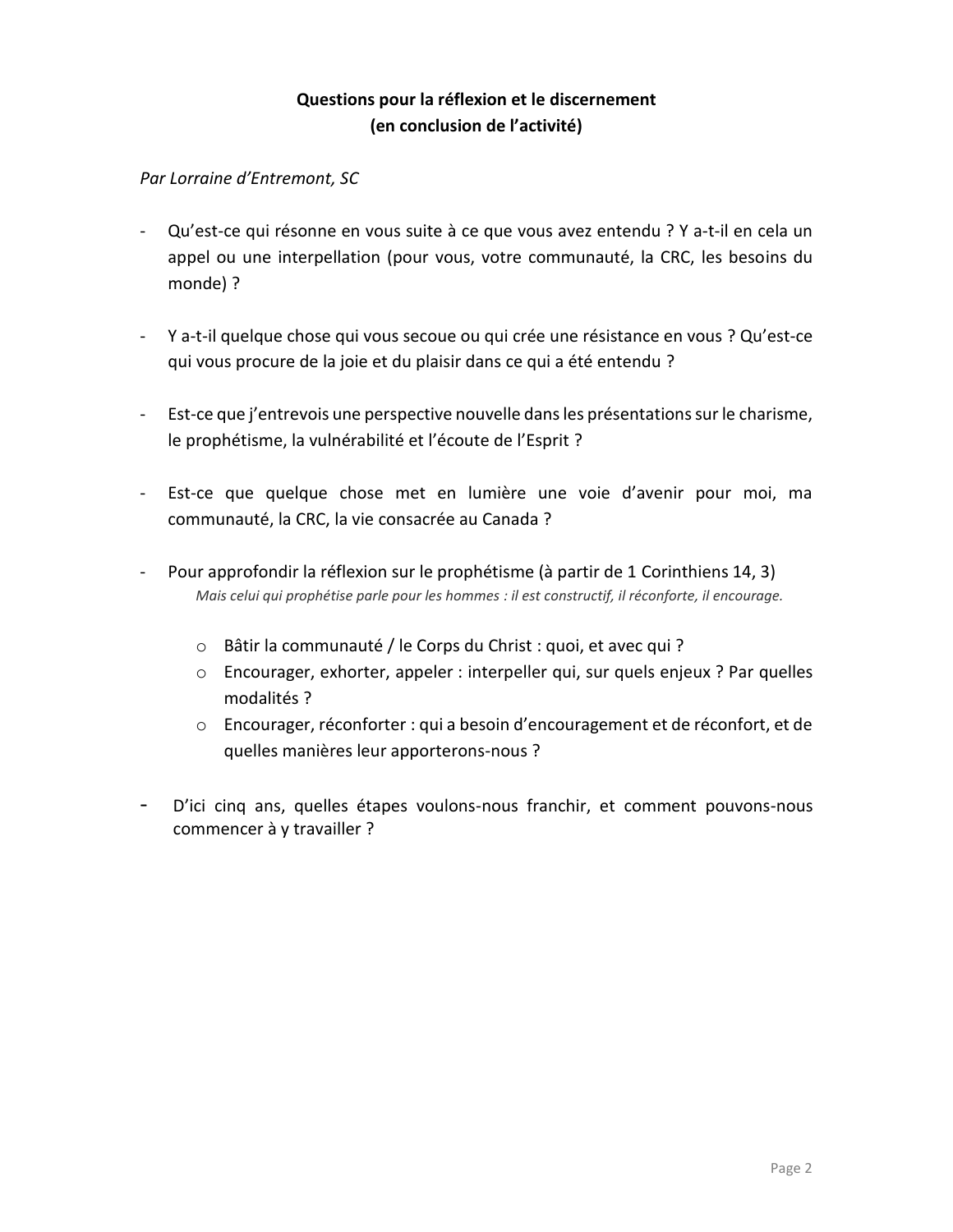**Questions pour la réflexion et le discernement**
**(en conclusion de l'activité)**

*Par Lorraine d'Entremont, SC*

- Qu'est-ce qui résonne en vous suite à ce que vous avez entendu ? Y a-t-il en cela un appel ou une interpellation (pour vous, votre communauté, la CRC, les besoins du monde) ?

- Y a-t-il quelque chose qui vous secoue ou qui crée une résistance en vous ? Qu'est-ce qui vous procure de la joie et du plaisir dans ce qui a été entendu ?

- Est-ce que j'entrevois une perspective nouvelle dans les présentations sur le charisme, le prophétisme, la vulnérabilité et l'écoute de l'Esprit ?

- Est-ce que quelque chose met en lumière une voie d'avenir pour moi, ma communauté, la CRC, la vie consacrée au Canada ?

- Pour approfondir la réflexion sur le prophétisme (à partir de 1 Corinthiens 14, 3)
  *Mais celui qui prophétise parle pour les hommes : il est constructif, il réconforte, il encourage.*

  - Bâtir la communauté / le Corps du Christ : quoi, et avec qui ?
  - Encourager, exhorter, appeler : interpeller qui, sur quels enjeux ? Par quelles modalités ?
  - Encourager, réconforter : qui a besoin d'encouragement et de réconfort, et de quelles manières leur apporterons-nous ?

- D'ici cinq ans, quelles étapes voulons-nous franchir, et comment pouvons-nous commencer à y travailler ?